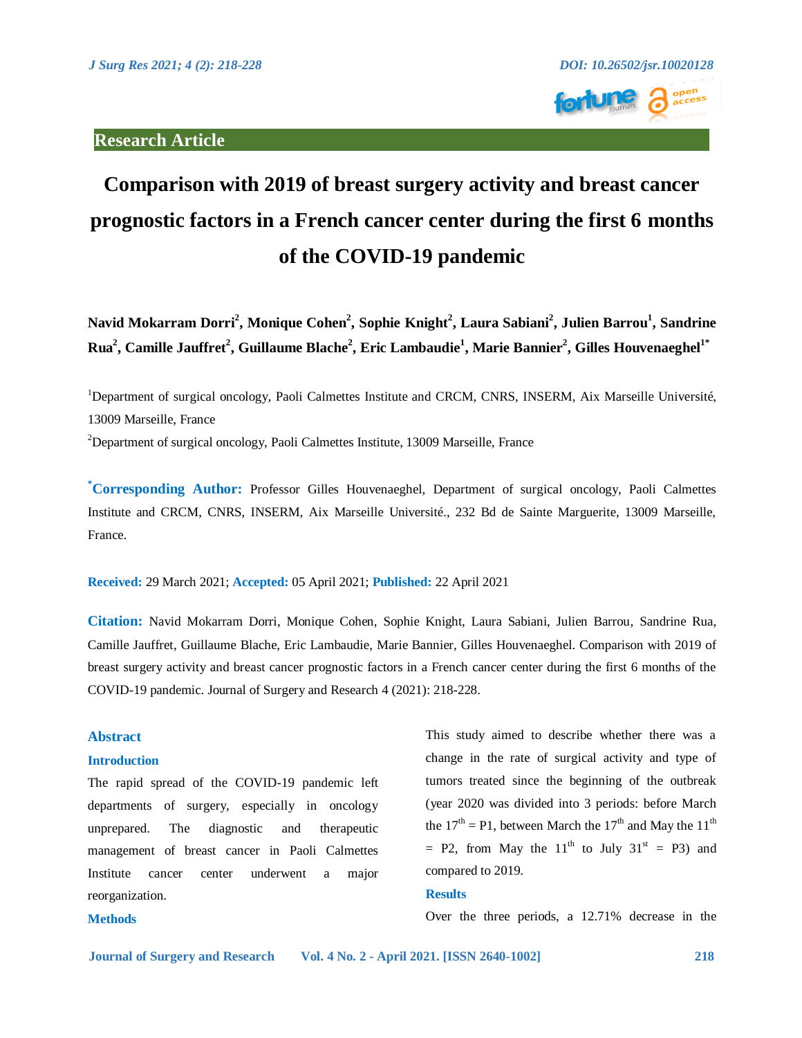**Research Article**

# Comparison with 2019 of breast surgery activity and breast cancer prognostic factors in a French cancer center during the first 6 months of the COVID-19 pandemic

**Navid Mokarram Dorri[2], Monique Cohen[2], Sophie Knight[2], Laura Sabiani[2], Julien Barrou[1], Sandrine Rua[2], Camille Jauffret[2], Guillaume Blache[2], Eric Lambaudie[1], Marie Bannier[2], Gilles Houvenaeghel[1*]**

[1]Department of surgical oncology, Paoli Calmettes Institute and CRCM, CNRS, INSERM, Aix Marseille Université, 13009 Marseille, France

[2]Department of surgical oncology, Paoli Calmettes Institute, 13009 Marseille, France

[*]**Corresponding Author:** Professor Gilles Houvenaeghel, Department of surgical oncology, Paoli Calmettes Institute and CRCM, CNRS, INSERM, Aix Marseille Université., 232 Bd de Sainte Marguerite, 13009 Marseille, France.

**Received:** 29 March 2021; **Accepted:** 05 April 2021; **Published:** 22 April 2021

**Citation:** Navid Mokarram Dorri, Monique Cohen, Sophie Knight, Laura Sabiani, Julien Barrou, Sandrine Rua, Camille Jauffret, Guillaume Blache, Eric Lambaudie, Marie Bannier, Gilles Houvenaeghel. Comparison with 2019 of breast surgery activity and breast cancer prognostic factors in a French cancer center during the first 6 months of the COVID-19 pandemic. Journal of Surgery and Research 4 (2021): 218-228.

## Abstract

### Introduction

The rapid spread of the COVID-19 pandemic left departments of surgery, especially in oncology unprepared. The diagnostic and therapeutic management of breast cancer in Paoli Calmettes Institute cancer center underwent a major reorganization.

### Methods

This study aimed to describe whether there was a change in the rate of surgical activity and type of tumors treated since the beginning of the outbreak (year 2020 was divided into 3 periods: before March the 17th = P1, between March the 17th and May the 11th = P2, from May the 11th to July 31st = P3) and compared to 2019.

### Results

Over the three periods, a 12.71% decrease in the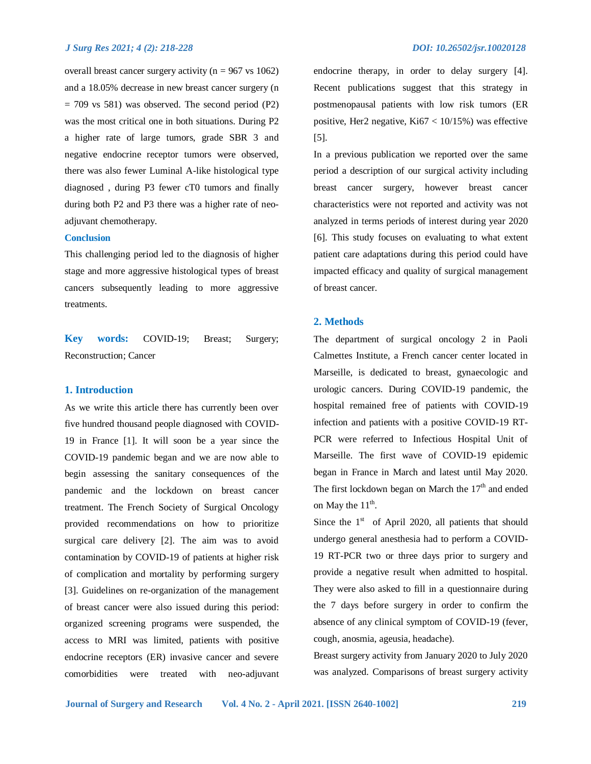overall breast cancer surgery activity (n = 967 vs 1062) and a 18.05% decrease in new breast cancer surgery (n = 709 vs 581) was observed. The second period (P2) was the most critical one in both situations. During P2 a higher rate of large tumors, grade SBR 3 and negative endocrine receptor tumors were observed, there was also fewer Luminal A-like histological type diagnosed , during P3 fewer cT0 tumors and finally during both P2 and P3 there was a higher rate of neo-adjuvant chemotherapy.

**Conclusion**

This challenging period led to the diagnosis of higher stage and more aggressive histological types of breast cancers subsequently leading to more aggressive treatments.

**Key words:** COVID-19; Breast; Surgery; Reconstruction; Cancer

## 1. Introduction

As we write this article there has currently been over five hundred thousand people diagnosed with COVID-19 in France [1]. It will soon be a year since the COVID-19 pandemic began and we are now able to begin assessing the sanitary consequences of the pandemic and the lockdown on breast cancer treatment. The French Society of Surgical Oncology provided recommendations on how to prioritize surgical care delivery [2]. The aim was to avoid contamination by COVID-19 of patients at higher risk of complication and mortality by performing surgery [3]. Guidelines on re-organization of the management of breast cancer were also issued during this period: organized screening programs were suspended, the access to MRI was limited, patients with positive endocrine receptors (ER) invasive cancer and severe comorbidities were treated with neo-adjuvant endocrine therapy, in order to delay surgery [4]. Recent publications suggest that this strategy in postmenopausal patients with low risk tumors (ER positive, Her2 negative, Ki67 < 10/15%) was effective [5].

In a previous publication we reported over the same period a description of our surgical activity including breast cancer surgery, however breast cancer characteristics were not reported and activity was not analyzed in terms periods of interest during year 2020 [6]. This study focuses on evaluating to what extent patient care adaptations during this period could have impacted efficacy and quality of surgical management of breast cancer.

## 2. Methods

The department of surgical oncology 2 in Paoli Calmettes Institute, a French cancer center located in Marseille, is dedicated to breast, gynaecologic and urologic cancers. During COVID-19 pandemic, the hospital remained free of patients with COVID-19 infection and patients with a positive COVID-19 RT-PCR were referred to Infectious Hospital Unit of Marseille. The first wave of COVID-19 epidemic began in France in March and latest until May 2020. The first lockdown began on March the 17th and ended on May the 11th.

Since the 1st of April 2020, all patients that should undergo general anesthesia had to perform a COVID-19 RT-PCR two or three days prior to surgery and provide a negative result when admitted to hospital. They were also asked to fill in a questionnaire during the 7 days before surgery in order to confirm the absence of any clinical symptom of COVID-19 (fever, cough, anosmia, ageusia, headache).

Breast surgery activity from January 2020 to July 2020 was analyzed. Comparisons of breast surgery activity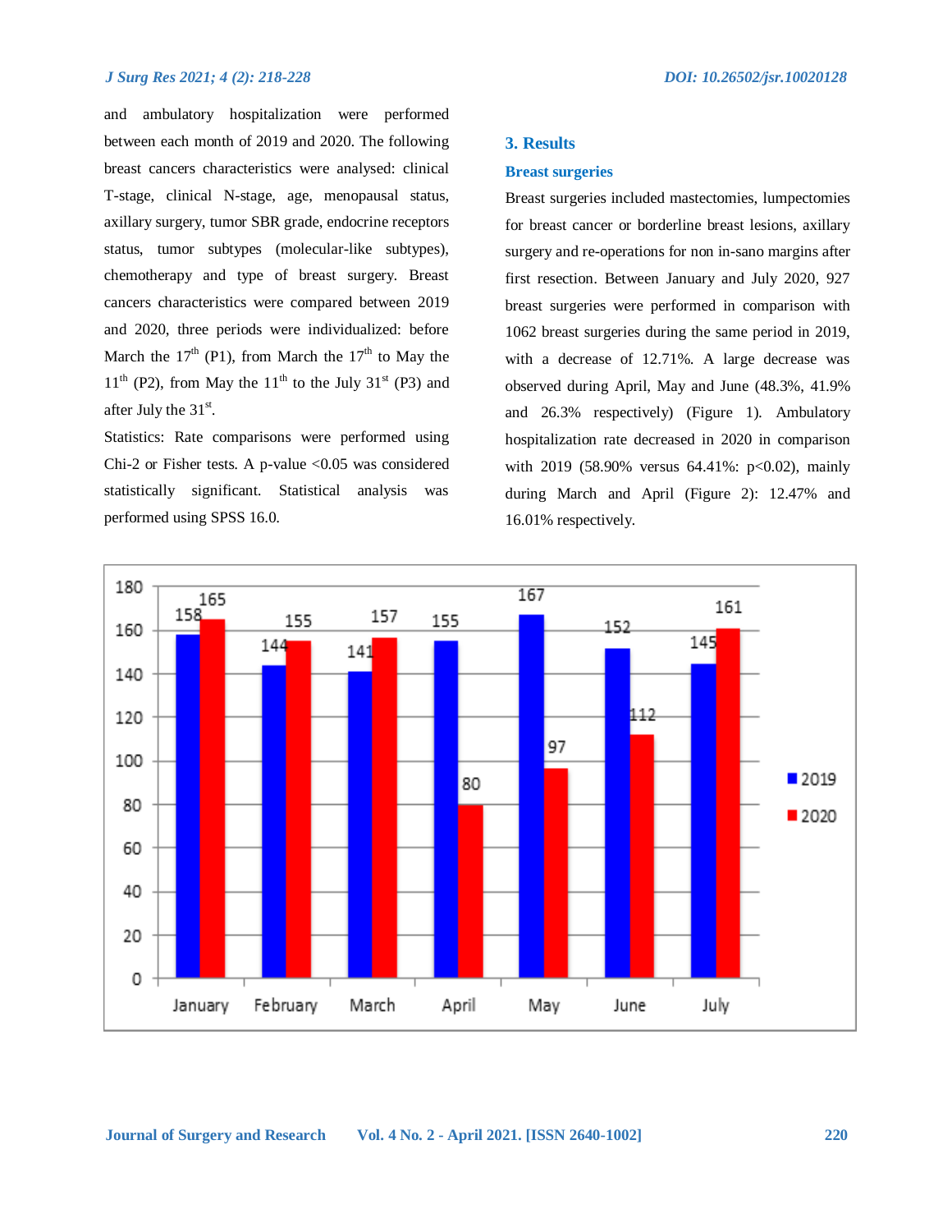and ambulatory hospitalization were performed between each month of 2019 and 2020. The following breast cancers characteristics were analysed: clinical T-stage, clinical N-stage, age, menopausal status, axillary surgery, tumor SBR grade, endocrine receptors status, tumor subtypes (molecular-like subtypes), chemotherapy and type of breast surgery. Breast cancers characteristics were compared between 2019 and 2020, three periods were individualized: before March the 17th (P1), from March the 17th to May the 11th (P2), from May the 11th to the July 31st (P3) and after July the 31st.

Statistics: Rate comparisons were performed using Chi-2 or Fisher tests. A p-value <0.05 was considered statistically significant. Statistical analysis was performed using SPSS 16.0.

## 3. Results

### Breast surgeries

Breast surgeries included mastectomies, lumpectomies for breast cancer or borderline breast lesions, axillary surgery and re-operations for non in-sano margins after first resection. Between January and July 2020, 927 breast surgeries were performed in comparison with 1062 breast surgeries during the same period in 2019, with a decrease of 12.71%. A large decrease was observed during April, May and June (48.3%, 41.9% and 26.3% respectively) (Figure 1). Ambulatory hospitalization rate decreased in 2020 in comparison with 2019 (58.90% versus 64.41%: p<0.02), mainly during March and April (Figure 2): 12.47% and 16.01% respectively.

| | January | February | March | April | May | June | July |
|---|---|---|---|---|---|---|---|
| 2019 | 158 | 144 | 141 | 155 | 167 | 152 | 145 |
| 2020 | 165 | 155 | 157 | 80 | 97 | 112 | 161 |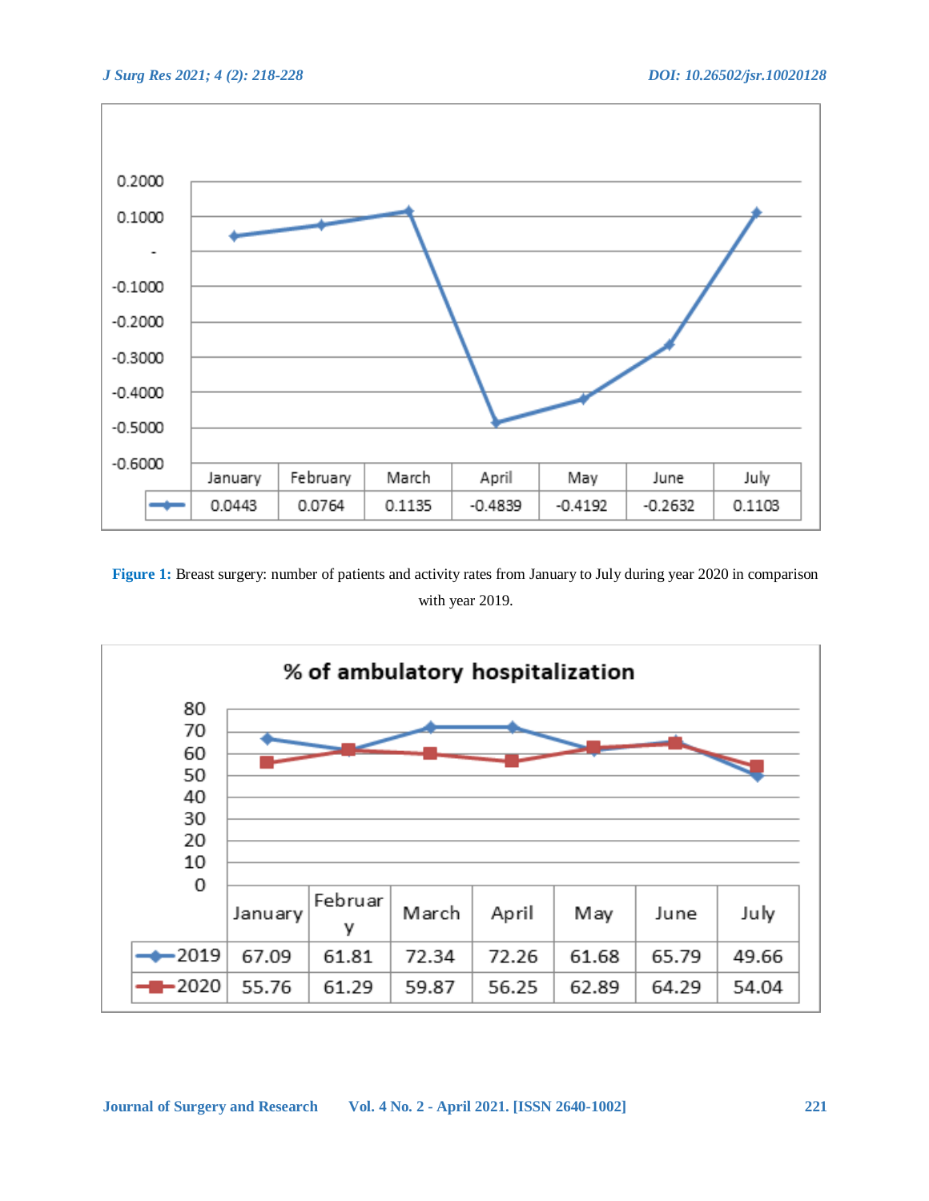| | January | February | March | April | May | June | July |
|---|---|---|---|---|---|---|---|
| | 0.0443 | 0.0764 | 0.1135 | -0.4839 | -0.4192 | -0.2632 | 0.1103 |

**Figure 1:** Breast surgery: number of patients and activity rates from January to July during year 2020 in comparison with year 2019.

**% of ambulatory hospitalization**

| | January | February | March | April | May | June | July |
|---|---|---|---|---|---|---|---|
| 2019 | 67.09 | 61.81 | 72.34 | 72.26 | 61.68 | 65.79 | 49.66 |
| 2020 | 55.76 | 61.29 | 59.87 | 56.25 | 62.89 | 64.29 | 54.04 |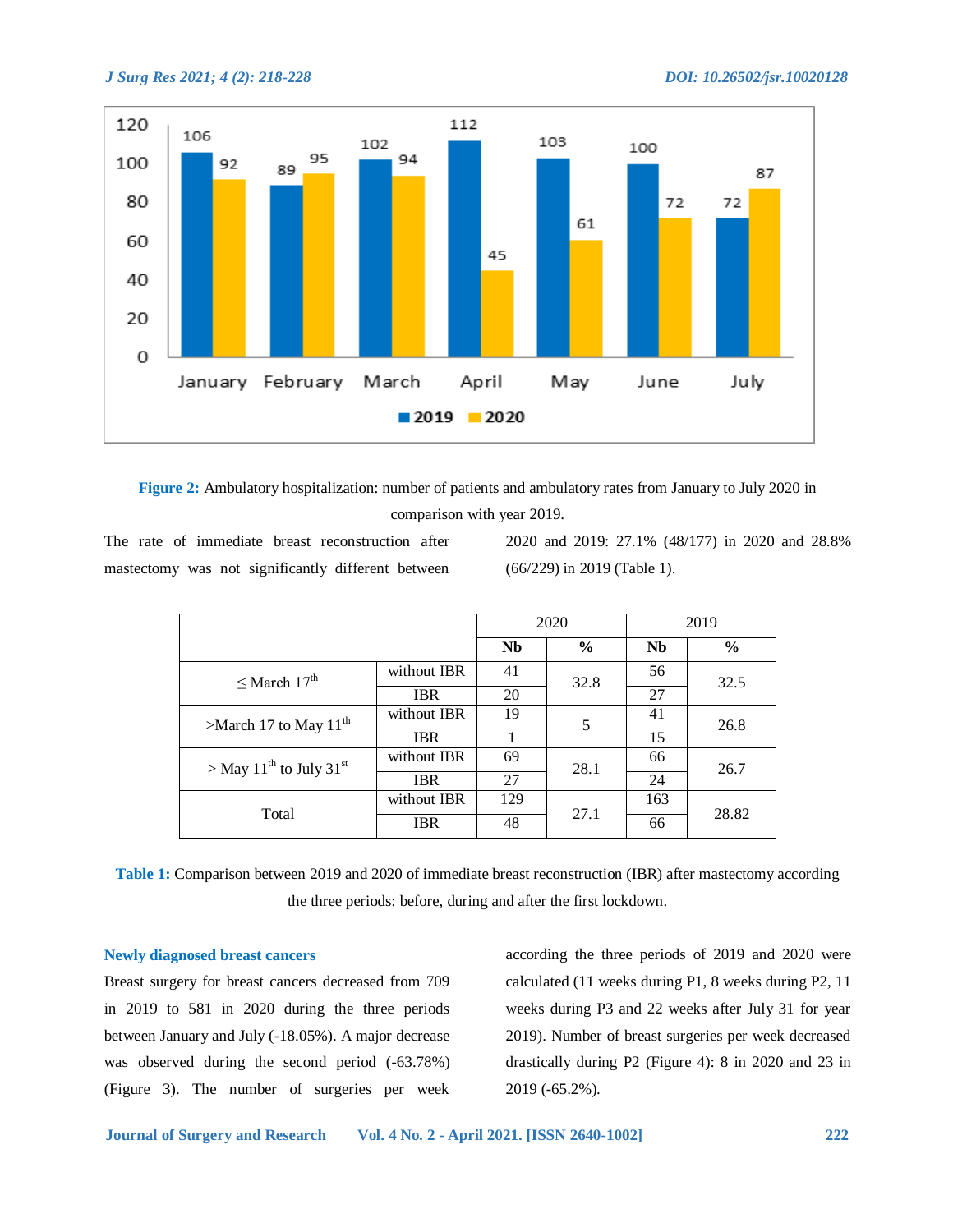Figure 2: Ambulatory hospitalization: number of patients and ambulatory rates from January to July 2020 in comparison with year 2019.

The rate of immediate breast reconstruction after mastectomy was not significantly different between 2020 and 2019: 27.1% (48/177) in 2020 and 28.8% (66/229) in 2019 (Table 1).

| | | 2020 | | 2019 | |
|---|---|---|---|---|---|
| | | **Nb** | **%** | **Nb** | **%** |
| ≤ March 17th | without IBR | 41 | 32.8 | 56 | 32.5 |
| | IBR | 20 | | 27 | |
| >March 17 to May 11th | without IBR | 19 | 5 | 41 | 26.8 |
| | IBR | 1 | | 15 | |
| > May 11th to July 31st | without IBR | 69 | 28.1 | 66 | 26.7 |
| | IBR | 27 | | 24 | |
| Total | without IBR | 129 | 27.1 | 163 | 28.82 |
| | IBR | 48 | | 66 | |

**Table 1:** Comparison between 2019 and 2020 of immediate breast reconstruction (IBR) after mastectomy according the three periods: before, during and after the first lockdown.

### Newly diagnosed breast cancers

Breast surgery for breast cancers decreased from 709 in 2019 to 581 in 2020 during the three periods between January and July (-18.05%). A major decrease was observed during the second period (-63.78%) (Figure 3). The number of surgeries per week according the three periods of 2019 and 2020 were calculated (11 weeks during P1, 8 weeks during P2, 11 weeks during P3 and 22 weeks after July 31 for year 2019). Number of breast surgeries per week decreased drastically during P2 (Figure 4): 8 in 2020 and 23 in 2019 (-65.2%).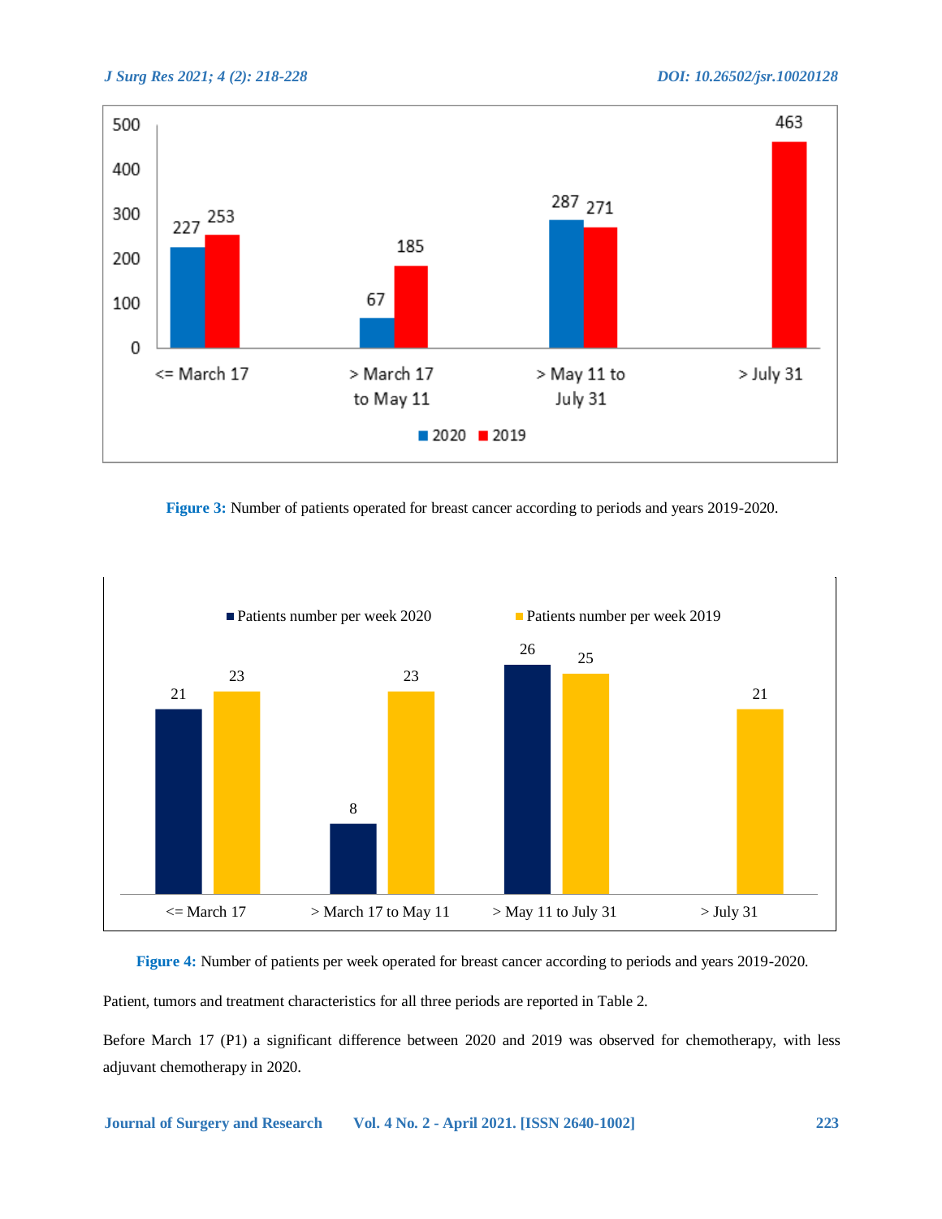Figure 3: Number of patients operated for breast cancer according to periods and years 2019-2020.

Figure 4: Number of patients per week operated for breast cancer according to periods and years 2019-2020.

Patient, tumors and treatment characteristics for all three periods are reported in Table 2.

Before March 17 (P1) a significant difference between 2020 and 2019 was observed for chemotherapy, with less adjuvant chemotherapy in 2020.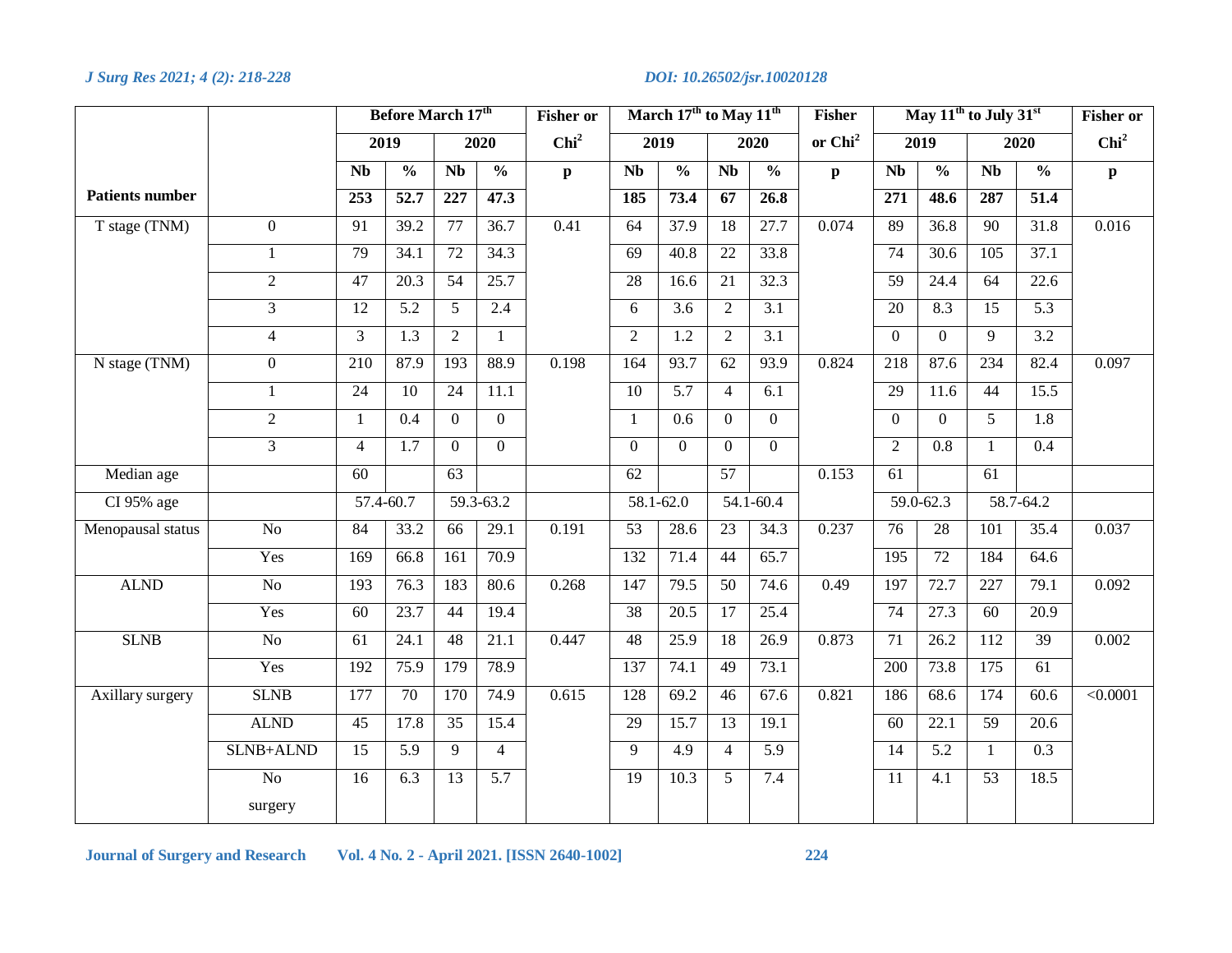| | | Before March 17th | | | | Fisher or Chi² | March 17th to May 11th | | | | Fisher or Chi² | May 11th to July 31st | | | | Fisher or Chi² |
|---|---|---|---|---|---|---|---|---|---|---|---|---|---|---|---|---|
| | | 2019 | | 2020 | | | 2019 | | 2020 | | | 2019 | | 2020 | | |
| | | Nb | % | Nb | % | p | Nb | % | Nb | % | p | Nb | % | Nb | % | p |
| **Patients number** | | **253** | **52.7** | **227** | **47.3** | | **185** | **73.4** | **67** | **26.8** | | **271** | **48.6** | **287** | **51.4** | |
| T stage (TNM) | 0 | 91 | 39.2 | 77 | 36.7 | 0.41 | 64 | 37.9 | 18 | 27.7 | 0.074 | 89 | 36.8 | 90 | 31.8 | 0.016 |
| | 1 | 79 | 34.1 | 72 | 34.3 | | 69 | 40.8 | 22 | 33.8 | | 74 | 30.6 | 105 | 37.1 | |
| | 2 | 47 | 20.3 | 54 | 25.7 | | 28 | 16.6 | 21 | 32.3 | | 59 | 24.4 | 64 | 22.6 | |
| | 3 | 12 | 5.2 | 5 | 2.4 | | 6 | 3.6 | 2 | 3.1 | | 20 | 8.3 | 15 | 5.3 | |
| | 4 | 3 | 1.3 | 2 | 1 | | 2 | 1.2 | 2 | 3.1 | | 0 | 0 | 9 | 3.2 | |
| N stage (TNM) | 0 | 210 | 87.9 | 193 | 88.9 | 0.198 | 164 | 93.7 | 62 | 93.9 | 0.824 | 218 | 87.6 | 234 | 82.4 | 0.097 |
| | 1 | 24 | 10 | 24 | 11.1 | | 10 | 5.7 | 4 | 6.1 | | 29 | 11.6 | 44 | 15.5 | |
| | 2 | 1 | 0.4 | 0 | 0 | | 1 | 0.6 | 0 | 0 | | 0 | 0 | 5 | 1.8 | |
| | 3 | 4 | 1.7 | 0 | 0 | | 0 | 0 | 0 | 0 | | 2 | 0.8 | 1 | 0.4 | |
| Median age | | 60 | | 63 | | | 62 | | 57 | | 0.153 | 61 | | 61 | | |
| CI 95% age | | 57.4-60.7 | | 59.3-63.2 | | | 58.1-62.0 | | 54.1-60.4 | | | 59.0-62.3 | | 58.7-64.2 | | |
| Menopausal status | No | 84 | 33.2 | 66 | 29.1 | 0.191 | 53 | 28.6 | 23 | 34.3 | 0.237 | 76 | 28 | 101 | 35.4 | 0.037 |
| | Yes | 169 | 66.8 | 161 | 70.9 | | 132 | 71.4 | 44 | 65.7 | | 195 | 72 | 184 | 64.6 | |
| ALND | No | 193 | 76.3 | 183 | 80.6 | 0.268 | 147 | 79.5 | 50 | 74.6 | 0.49 | 197 | 72.7 | 227 | 79.1 | 0.092 |
| | Yes | 60 | 23.7 | 44 | 19.4 | | 38 | 20.5 | 17 | 25.4 | | 74 | 27.3 | 60 | 20.9 | |
| SLNB | No | 61 | 24.1 | 48 | 21.1 | 0.447 | 48 | 25.9 | 18 | 26.9 | 0.873 | 71 | 26.2 | 112 | 39 | 0.002 |
| | Yes | 192 | 75.9 | 179 | 78.9 | | 137 | 74.1 | 49 | 73.1 | | 200 | 73.8 | 175 | 61 | |
| Axillary surgery | SLNB | 177 | 70 | 170 | 74.9 | 0.615 | 128 | 69.2 | 46 | 67.6 | 0.821 | 186 | 68.6 | 174 | 60.6 | <0.0001 |
| | ALND | 45 | 17.8 | 35 | 15.4 | | 29 | 15.7 | 13 | 19.1 | | 60 | 22.1 | 59 | 20.6 | |
| | SLNB+ALND | 15 | 5.9 | 9 | 4 | | 9 | 4.9 | 4 | 5.9 | | 14 | 5.2 | 1 | 0.3 | |
| | No surgery | 16 | 6.3 | 13 | 5.7 | | 19 | 10.3 | 5 | 7.4 | | 11 | 4.1 | 53 | 18.5 | |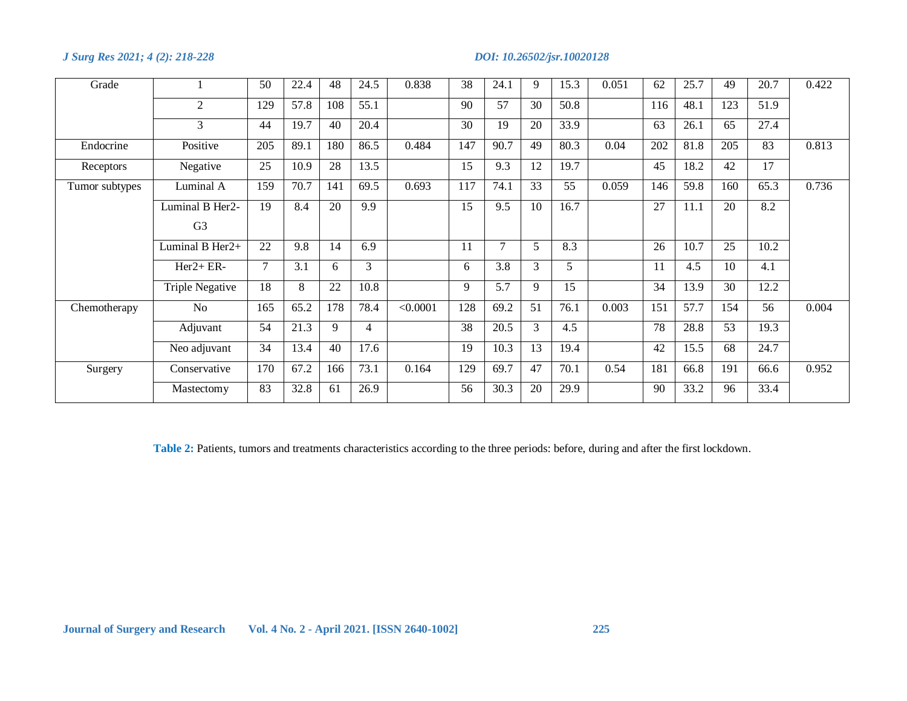| | | | | | | | | | | | | | | | | |
|---|---|---|---|---|---|---|---|---|---|---|---|---|---|---|---|---|
| Grade | 1 | 50 | 22.4 | 48 | 24.5 | 0.838 | 38 | 24.1 | 9 | 15.3 | 0.051 | 62 | 25.7 | 49 | 20.7 | 0.422 |
| | 2 | 129 | 57.8 | 108 | 55.1 | | 90 | 57 | 30 | 50.8 | | 116 | 48.1 | 123 | 51.9 | |
| | 3 | 44 | 19.7 | 40 | 20.4 | | 30 | 19 | 20 | 33.9 | | 63 | 26.1 | 65 | 27.4 | |
| Endocrine | Positive | 205 | 89.1 | 180 | 86.5 | 0.484 | 147 | 90.7 | 49 | 80.3 | 0.04 | 202 | 81.8 | 205 | 83 | 0.813 |
| Receptors | Negative | 25 | 10.9 | 28 | 13.5 | | 15 | 9.3 | 12 | 19.7 | | 45 | 18.2 | 42 | 17 | |
| Tumor subtypes | Luminal A | 159 | 70.7 | 141 | 69.5 | 0.693 | 117 | 74.1 | 33 | 55 | 0.059 | 146 | 59.8 | 160 | 65.3 | 0.736 |
| | Luminal B Her2- G3 | 19 | 8.4 | 20 | 9.9 | | 15 | 9.5 | 10 | 16.7 | | 27 | 11.1 | 20 | 8.2 | |
| | Luminal B Her2+ | 22 | 9.8 | 14 | 6.9 | | 11 | 7 | 5 | 8.3 | | 26 | 10.7 | 25 | 10.2 | |
| | Her2+ ER- | 7 | 3.1 | 6 | 3 | | 6 | 3.8 | 3 | 5 | | 11 | 4.5 | 10 | 4.1 | |
| | Triple Negative | 18 | 8 | 22 | 10.8 | | 9 | 5.7 | 9 | 15 | | 34 | 13.9 | 30 | 12.2 | |
| Chemotherapy | No | 165 | 65.2 | 178 | 78.4 | <0.0001 | 128 | 69.2 | 51 | 76.1 | 0.003 | 151 | 57.7 | 154 | 56 | 0.004 |
| | Adjuvant | 54 | 21.3 | 9 | 4 | | 38 | 20.5 | 3 | 4.5 | | 78 | 28.8 | 53 | 19.3 | |
| | Neo adjuvant | 34 | 13.4 | 40 | 17.6 | | 19 | 10.3 | 13 | 19.4 | | 42 | 15.5 | 68 | 24.7 | |
| Surgery | Conservative | 170 | 67.2 | 166 | 73.1 | 0.164 | 129 | 69.7 | 47 | 70.1 | 0.54 | 181 | 66.8 | 191 | 66.6 | 0.952 |
| | Mastectomy | 83 | 32.8 | 61 | 26.9 | | 56 | 30.3 | 20 | 29.9 | | 90 | 33.2 | 96 | 33.4 | |

**Table 2:** Patients, tumors and treatments characteristics according to the three periods: before, during and after the first lockdown.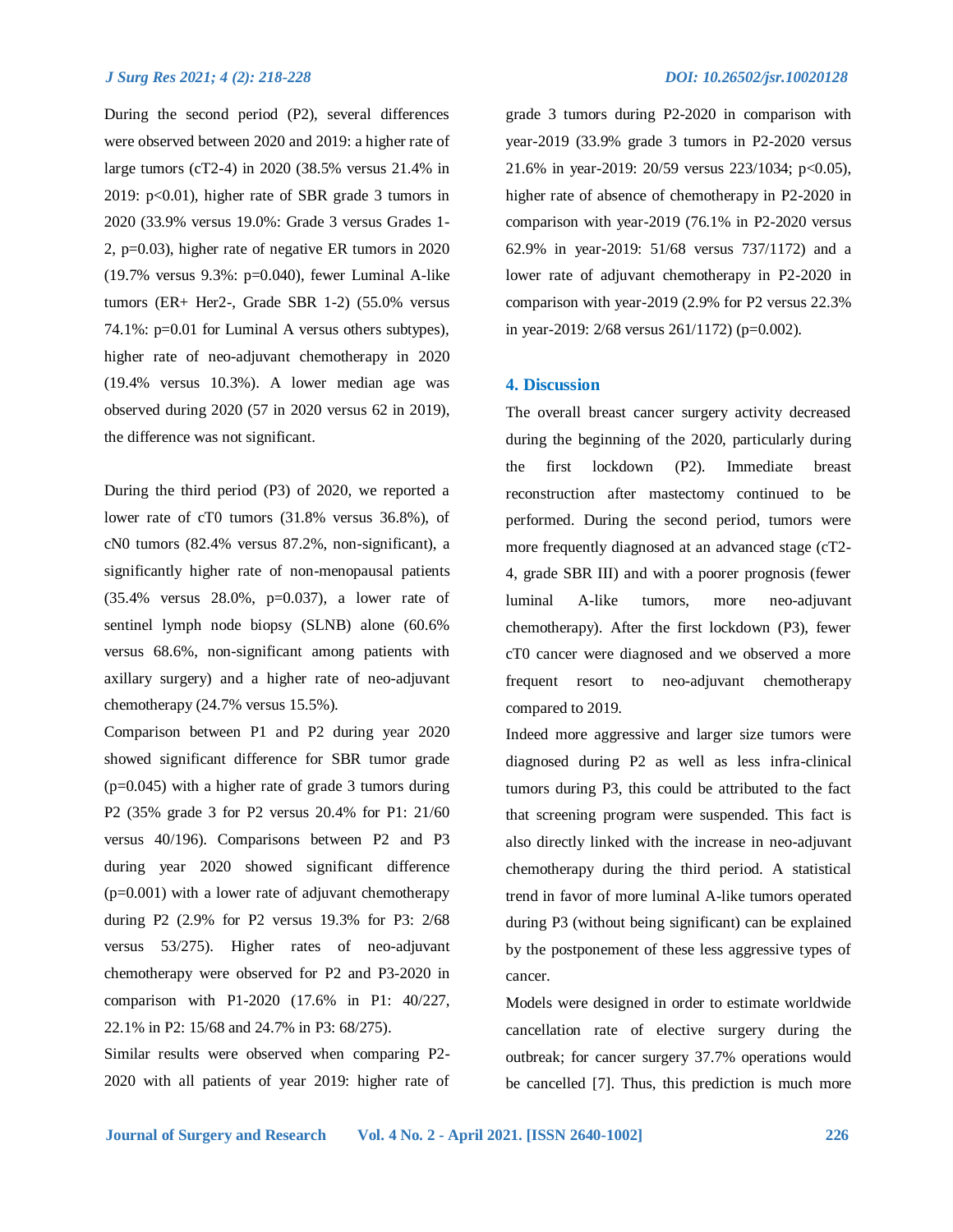During the second period (P2), several differences were observed between 2020 and 2019: a higher rate of large tumors (cT2-4) in 2020 (38.5% versus 21.4% in 2019: p<0.01), higher rate of SBR grade 3 tumors in 2020 (33.9% versus 19.0%: Grade 3 versus Grades 1-2, p=0.03), higher rate of negative ER tumors in 2020 (19.7% versus 9.3%: p=0.040), fewer Luminal A-like tumors (ER+ Her2-, Grade SBR 1-2) (55.0% versus 74.1%: p=0.01 for Luminal A versus others subtypes), higher rate of neo-adjuvant chemotherapy in 2020 (19.4% versus 10.3%). A lower median age was observed during 2020 (57 in 2020 versus 62 in 2019), the difference was not significant.

During the third period (P3) of 2020, we reported a lower rate of cT0 tumors (31.8% versus 36.8%), of cN0 tumors (82.4% versus 87.2%, non-significant), a significantly higher rate of non-menopausal patients (35.4% versus 28.0%, p=0.037), a lower rate of sentinel lymph node biopsy (SLNB) alone (60.6% versus 68.6%, non-significant among patients with axillary surgery) and a higher rate of neo-adjuvant chemotherapy (24.7% versus 15.5%).

Comparison between P1 and P2 during year 2020 showed significant difference for SBR tumor grade (p=0.045) with a higher rate of grade 3 tumors during P2 (35% grade 3 for P2 versus 20.4% for P1: 21/60 versus 40/196). Comparisons between P2 and P3 during year 2020 showed significant difference (p=0.001) with a lower rate of adjuvant chemotherapy during P2 (2.9% for P2 versus 19.3% for P3: 2/68 versus 53/275). Higher rates of neo-adjuvant chemotherapy were observed for P2 and P3-2020 in comparison with P1-2020 (17.6% in P1: 40/227, 22.1% in P2: 15/68 and 24.7% in P3: 68/275).

Similar results were observed when comparing P2-2020 with all patients of year 2019: higher rate of grade 3 tumors during P2-2020 in comparison with year-2019 (33.9% grade 3 tumors in P2-2020 versus 21.6% in year-2019: 20/59 versus 223/1034; p<0.05), higher rate of absence of chemotherapy in P2-2020 in comparison with year-2019 (76.1% in P2-2020 versus 62.9% in year-2019: 51/68 versus 737/1172) and a lower rate of adjuvant chemotherapy in P2-2020 in comparison with year-2019 (2.9% for P2 versus 22.3% in year-2019: 2/68 versus 261/1172) (p=0.002).

## 4. Discussion

The overall breast cancer surgery activity decreased during the beginning of the 2020, particularly during the first lockdown (P2). Immediate breast reconstruction after mastectomy continued to be performed. During the second period, tumors were more frequently diagnosed at an advanced stage (cT2-4, grade SBR III) and with a poorer prognosis (fewer luminal A-like tumors, more neo-adjuvant chemotherapy). After the first lockdown (P3), fewer cT0 cancer were diagnosed and we observed a more frequent resort to neo-adjuvant chemotherapy compared to 2019.

Indeed more aggressive and larger size tumors were diagnosed during P2 as well as less infra-clinical tumors during P3, this could be attributed to the fact that screening program were suspended. This fact is also directly linked with the increase in neo-adjuvant chemotherapy during the third period. A statistical trend in favor of more luminal A-like tumors operated during P3 (without being significant) can be explained by the postponement of these less aggressive types of cancer.

Models were designed in order to estimate worldwide cancellation rate of elective surgery during the outbreak; for cancer surgery 37.7% operations would be cancelled [7]. Thus, this prediction is much more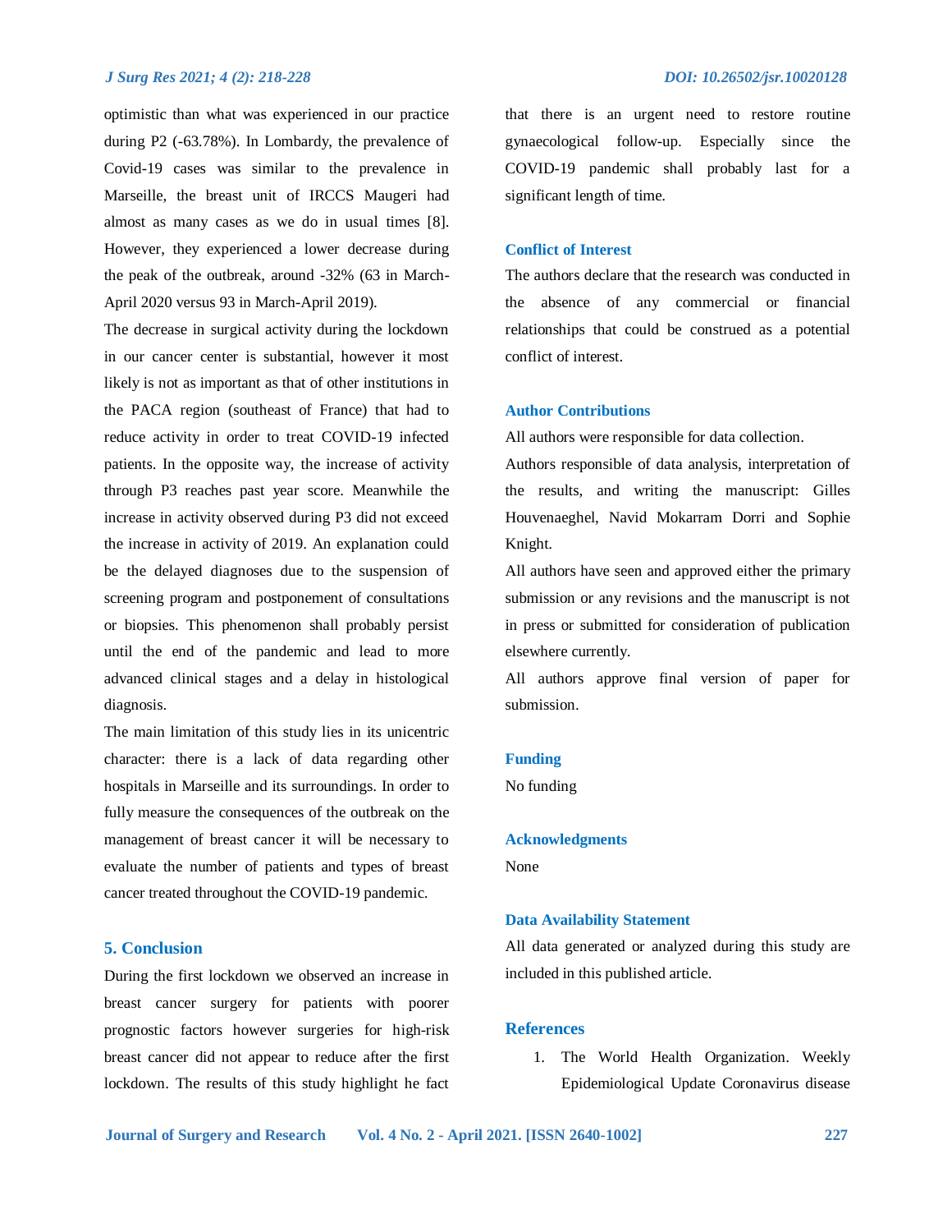optimistic than what was experienced in our practice during P2 (-63.78%). In Lombardy, the prevalence of Covid-19 cases was similar to the prevalence in Marseille, the breast unit of IRCCS Maugeri had almost as many cases as we do in usual times [8]. However, they experienced a lower decrease during the peak of the outbreak, around -32% (63 in March-April 2020 versus 93 in March-April 2019).

The decrease in surgical activity during the lockdown in our cancer center is substantial, however it most likely is not as important as that of other institutions in the PACA region (southeast of France) that had to reduce activity in order to treat COVID-19 infected patients. In the opposite way, the increase of activity through P3 reaches past year score. Meanwhile the increase in activity observed during P3 did not exceed the increase in activity of 2019. An explanation could be the delayed diagnoses due to the suspension of screening program and postponement of consultations or biopsies. This phenomenon shall probably persist until the end of the pandemic and lead to more advanced clinical stages and a delay in histological diagnosis.

The main limitation of this study lies in its unicentric character: there is a lack of data regarding other hospitals in Marseille and its surroundings. In order to fully measure the consequences of the outbreak on the management of breast cancer it will be necessary to evaluate the number of patients and types of breast cancer treated throughout the COVID-19 pandemic.

## 5. Conclusion

During the first lockdown we observed an increase in breast cancer surgery for patients with poorer prognostic factors however surgeries for high-risk breast cancer did not appear to reduce after the first lockdown. The results of this study highlight he fact that there is an urgent need to restore routine gynaecological follow-up. Especially since the COVID-19 pandemic shall probably last for a significant length of time.

### Conflict of Interest

The authors declare that the research was conducted in the absence of any commercial or financial relationships that could be construed as a potential conflict of interest.

### Author Contributions

All authors were responsible for data collection.

Authors responsible of data analysis, interpretation of the results, and writing the manuscript: Gilles Houvenaeghel, Navid Mokarram Dorri and Sophie Knight.

All authors have seen and approved either the primary submission or any revisions and the manuscript is not in press or submitted for consideration of publication elsewhere currently.

All authors approve final version of paper for submission.

### Funding

No funding

### Acknowledgments

None

### Data Availability Statement

All data generated or analyzed during this study are included in this published article.

## References

1. The World Health Organization. Weekly Epidemiological Update Coronavirus disease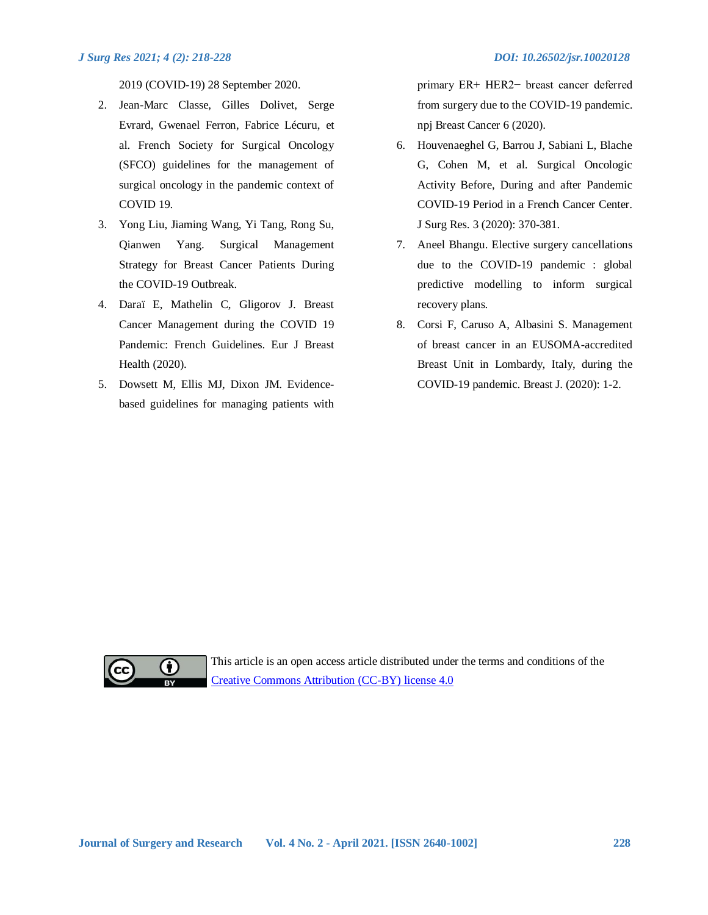2019 (COVID-19) 28 September 2020.

2. Jean-Marc Classe, Gilles Dolivet, Serge Evrard, Gwenael Ferron, Fabrice Lécuru, et al. French Society for Surgical Oncology (SFCO) guidelines for the management of surgical oncology in the pandemic context of COVID 19.
3. Yong Liu, Jiaming Wang, Yi Tang, Rong Su, Qianwen Yang. Surgical Management Strategy for Breast Cancer Patients During the COVID-19 Outbreak.
4. Daraï E, Mathelin C, Gligorov J. Breast Cancer Management during the COVID 19 Pandemic: French Guidelines. Eur J Breast Health (2020).
5. Dowsett M, Ellis MJ, Dixon JM. Evidence-based guidelines for managing patients with primary ER+ HER2− breast cancer deferred from surgery due to the COVID-19 pandemic. npj Breast Cancer 6 (2020).
6. Houvenaeghel G, Barrou J, Sabiani L, Blache G, Cohen M, et al. Surgical Oncologic Activity Before, During and after Pandemic COVID-19 Period in a French Cancer Center. J Surg Res. 3 (2020): 370-381.
7. Aneel Bhangu. Elective surgery cancellations due to the COVID-19 pandemic : global predictive modelling to inform surgical recovery plans.
8. Corsi F, Caruso A, Albasini S. Management of breast cancer in an EUSOMA-accredited Breast Unit in Lombardy, Italy, during the COVID-19 pandemic. Breast J. (2020): 1-2.

This article is an open access article distributed under the terms and conditions of the Creative Commons Attribution (CC-BY) license 4.0